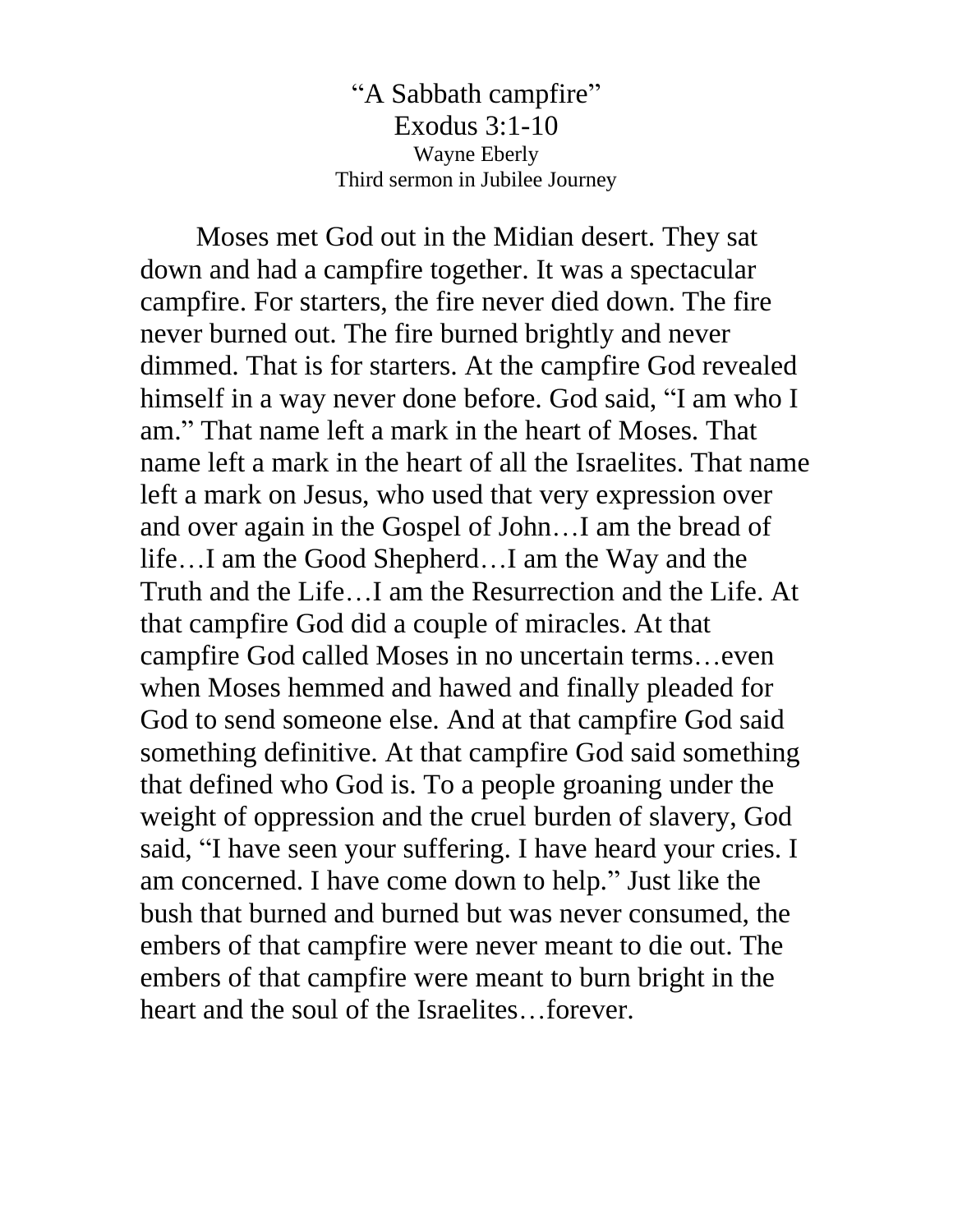# "A Sabbath campfire"

Exodus 3:1-10

Wayne Eberly

Third sermon in Jubilee Journey

Moses met God out in the Midian desert. They sat down and had a campfire together. It was a spectacular campfire. For starters, the fire never died down. The fire never burned out. The fire burned brightly and never dimmed. That is for starters. At the campfire God revealed himself in a way never done before. God said, "I am who I am." That name left a mark in the heart of Moses. That name left a mark in the heart of all the Israelites. That name left a mark on Jesus, who used that very expression over and over again in the Gospel of John…I am the bread of life…I am the Good Shepherd…I am the Way and the Truth and the Life…I am the Resurrection and the Life. At that campfire God did a couple of miracles. At that campfire God called Moses in no uncertain terms…even when Moses hemmed and hawed and finally pleaded for God to send someone else. And at that campfire God said something definitive. At that campfire God said something that defined who God is. To a people groaning under the weight of oppression and the cruel burden of slavery, God said, "I have seen your suffering. I have heard your cries. I am concerned. I have come down to help." Just like the bush that burned and burned but was never consumed, the embers of that campfire were never meant to die out. The embers of that campfire were meant to burn bright in the heart and the soul of the Israelites…forever.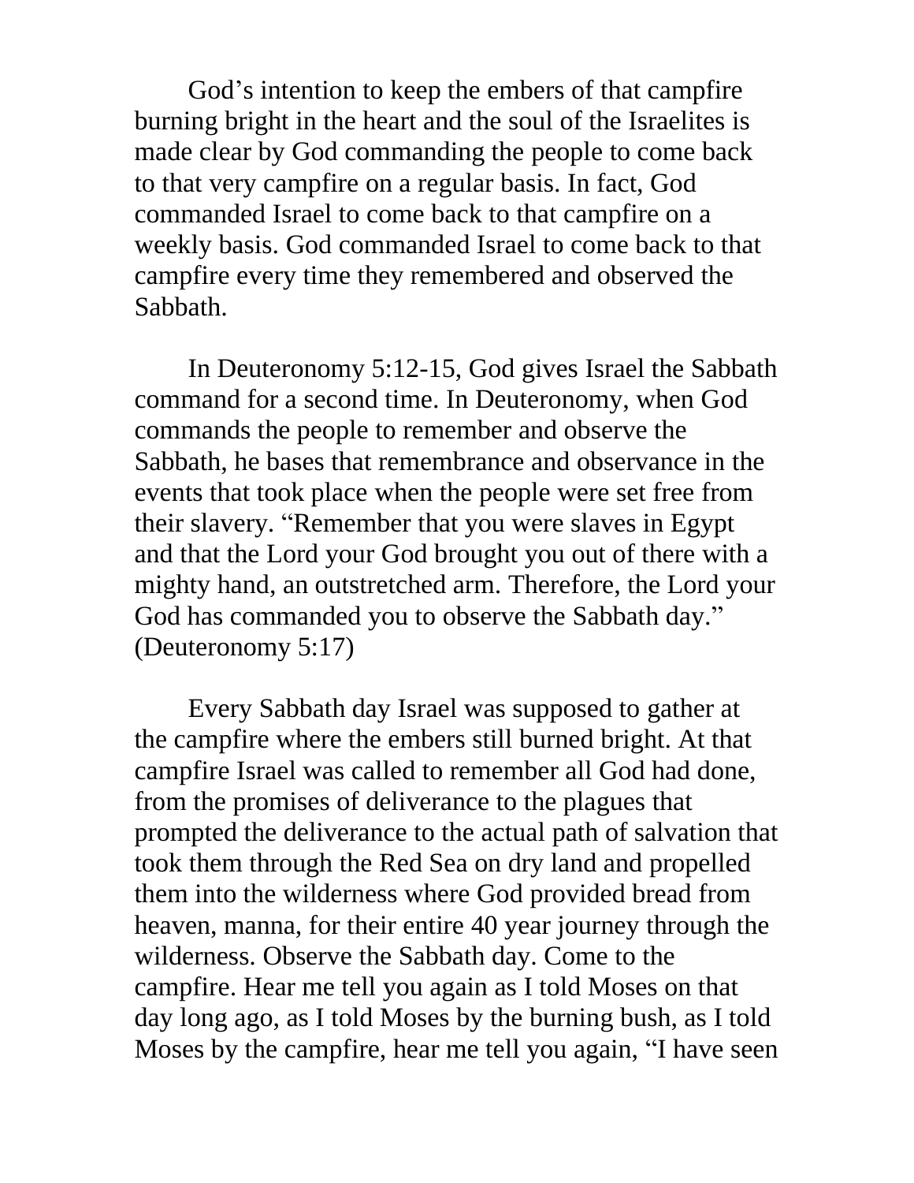God's intention to keep the embers of that campfire burning bright in the heart and the soul of the Israelites is made clear by God commanding the people to come back to that very campfire on a regular basis. In fact, God commanded Israel to come back to that campfire on a weekly basis. God commanded Israel to come back to that campfire every time they remembered and observed the Sabbath.

In Deuteronomy 5:12-15, God gives Israel the Sabbath command for a second time. In Deuteronomy, when God commands the people to remember and observe the Sabbath, he bases that remembrance and observance in the events that took place when the people were set free from their slavery. "Remember that you were slaves in Egypt and that the Lord your God brought you out of there with a mighty hand, an outstretched arm. Therefore, the Lord your God has commanded you to observe the Sabbath day." (Deuteronomy 5:17)

Every Sabbath day Israel was supposed to gather at the campfire where the embers still burned bright. At that campfire Israel was called to remember all God had done, from the promises of deliverance to the plagues that prompted the deliverance to the actual path of salvation that took them through the Red Sea on dry land and propelled them into the wilderness where God provided bread from heaven, manna, for their entire 40 year journey through the wilderness. Observe the Sabbath day. Come to the campfire. Hear me tell you again as I told Moses on that day long ago, as I told Moses by the burning bush, as I told Moses by the campfire, hear me tell you again, "I have seen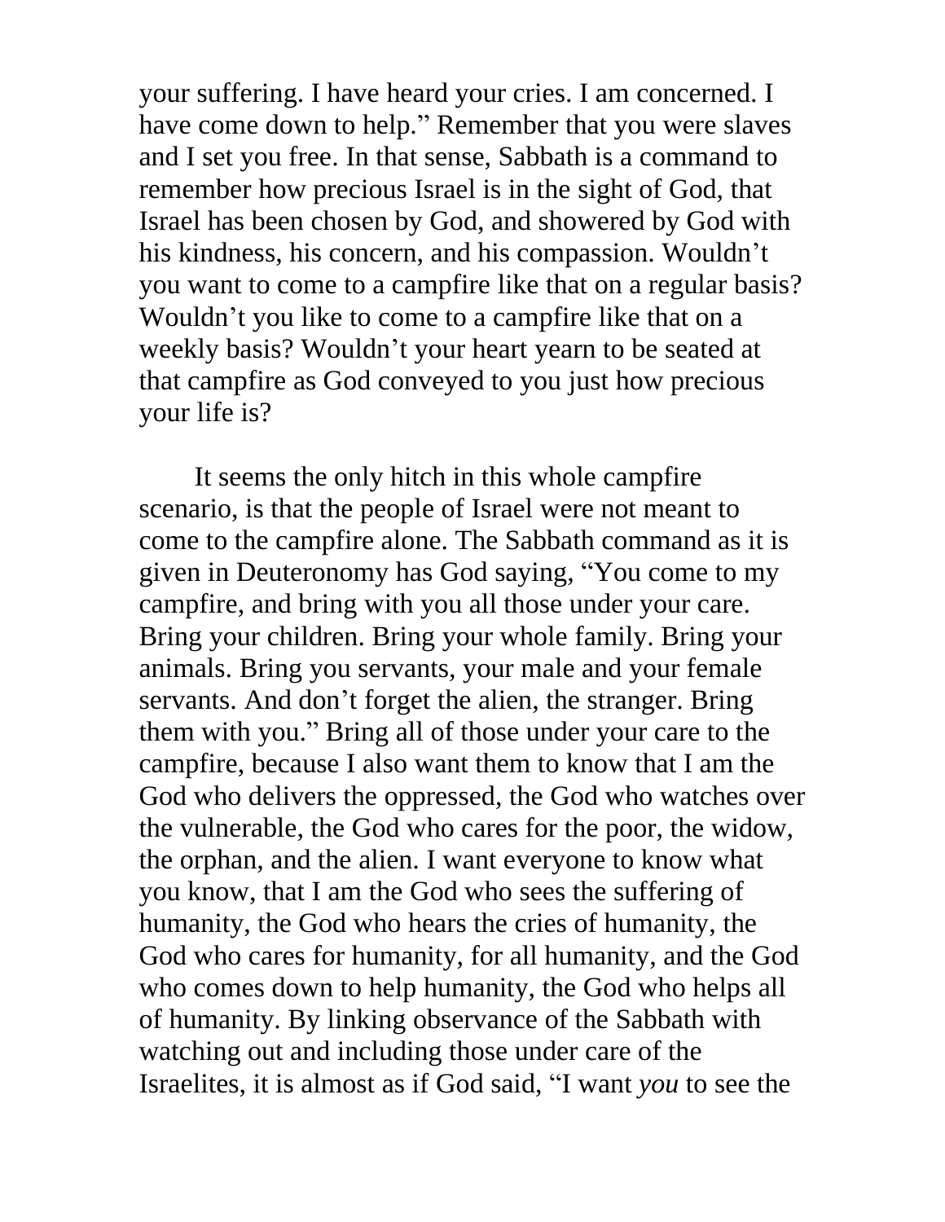your suffering. I have heard your cries. I am concerned. I have come down to help." Remember that you were slaves and I set you free. In that sense, Sabbath is a command to remember how precious Israel is in the sight of God, that Israel has been chosen by God, and showered by God with his kindness, his concern, and his compassion. Wouldn't you want to come to a campfire like that on a regular basis? Wouldn't you like to come to a campfire like that on a weekly basis? Wouldn't your heart yearn to be seated at that campfire as God conveyed to you just how precious your life is?

It seems the only hitch in this whole campfire scenario, is that the people of Israel were not meant to come to the campfire alone. The Sabbath command as it is given in Deuteronomy has God saying, "You come to my campfire, and bring with you all those under your care. Bring your children. Bring your whole family. Bring your animals. Bring you servants, your male and your female servants. And don't forget the alien, the stranger. Bring them with you." Bring all of those under your care to the campfire, because I also want them to know that I am the God who delivers the oppressed, the God who watches over the vulnerable, the God who cares for the poor, the widow, the orphan, and the alien. I want everyone to know what you know, that I am the God who sees the suffering of humanity, the God who hears the cries of humanity, the God who cares for humanity, for all humanity, and the God who comes down to help humanity, the God who helps all of humanity. By linking observance of the Sabbath with watching out and including those under care of the Israelites, it is almost as if God said, "I want *you* to see the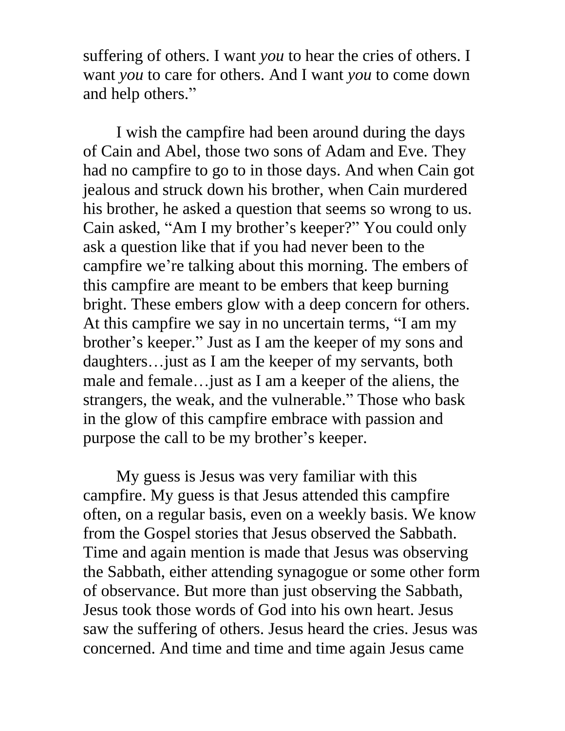suffering of others. I want *you* to hear the cries of others. I want *you* to care for others. And I want *you* to come down and help others."

I wish the campfire had been around during the days of Cain and Abel, those two sons of Adam and Eve. They had no campfire to go to in those days. And when Cain got jealous and struck down his brother, when Cain murdered his brother, he asked a question that seems so wrong to us. Cain asked, "Am I my brother's keeper?" You could only ask a question like that if you had never been to the campfire we're talking about this morning. The embers of this campfire are meant to be embers that keep burning bright. These embers glow with a deep concern for others. At this campfire we say in no uncertain terms, "I am my brother's keeper." Just as I am the keeper of my sons and daughters…just as I am the keeper of my servants, both male and female…just as I am a keeper of the aliens, the strangers, the weak, and the vulnerable." Those who bask in the glow of this campfire embrace with passion and purpose the call to be my brother's keeper.

My guess is Jesus was very familiar with this campfire. My guess is that Jesus attended this campfire often, on a regular basis, even on a weekly basis. We know from the Gospel stories that Jesus observed the Sabbath. Time and again mention is made that Jesus was observing the Sabbath, either attending synagogue or some other form of observance. But more than just observing the Sabbath, Jesus took those words of God into his own heart. Jesus saw the suffering of others. Jesus heard the cries. Jesus was concerned. And time and time and time again Jesus came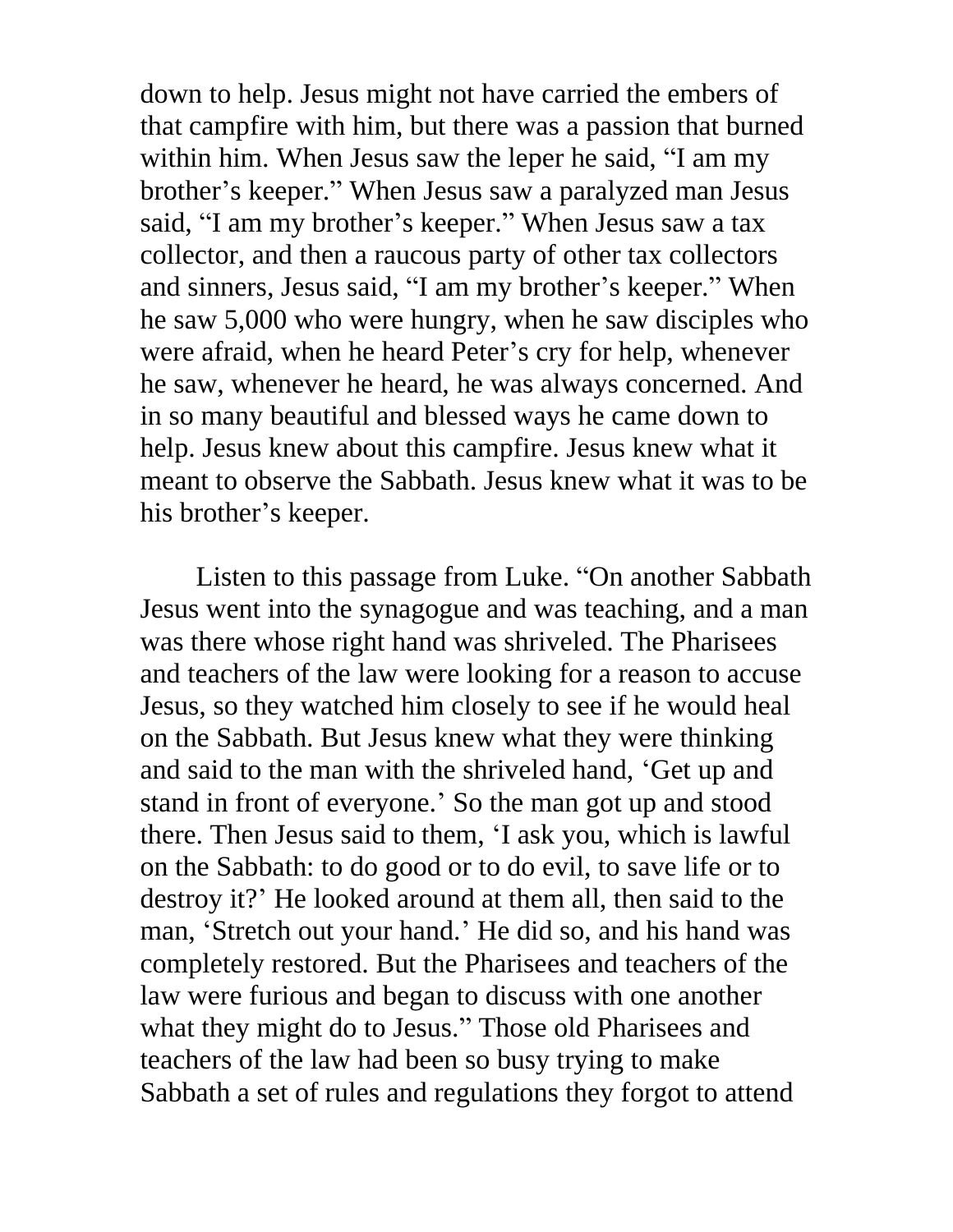down to help. Jesus might not have carried the embers of that campfire with him, but there was a passion that burned within him. When Jesus saw the leper he said, "I am my brother's keeper." When Jesus saw a paralyzed man Jesus said, "I am my brother's keeper." When Jesus saw a tax collector, and then a raucous party of other tax collectors and sinners, Jesus said, "I am my brother's keeper." When he saw 5,000 who were hungry, when he saw disciples who were afraid, when he heard Peter's cry for help, whenever he saw, whenever he heard, he was always concerned. And in so many beautiful and blessed ways he came down to help. Jesus knew about this campfire. Jesus knew what it meant to observe the Sabbath. Jesus knew what it was to be his brother's keeper.

Listen to this passage from Luke. "On another Sabbath Jesus went into the synagogue and was teaching, and a man was there whose right hand was shriveled. The Pharisees and teachers of the law were looking for a reason to accuse Jesus, so they watched him closely to see if he would heal on the Sabbath. But Jesus knew what they were thinking and said to the man with the shriveled hand, 'Get up and stand in front of everyone.' So the man got up and stood there. Then Jesus said to them, 'I ask you, which is lawful on the Sabbath: to do good or to do evil, to save life or to destroy it?' He looked around at them all, then said to the man, 'Stretch out your hand.' He did so, and his hand was completely restored. But the Pharisees and teachers of the law were furious and began to discuss with one another what they might do to Jesus." Those old Pharisees and teachers of the law had been so busy trying to make Sabbath a set of rules and regulations they forgot to attend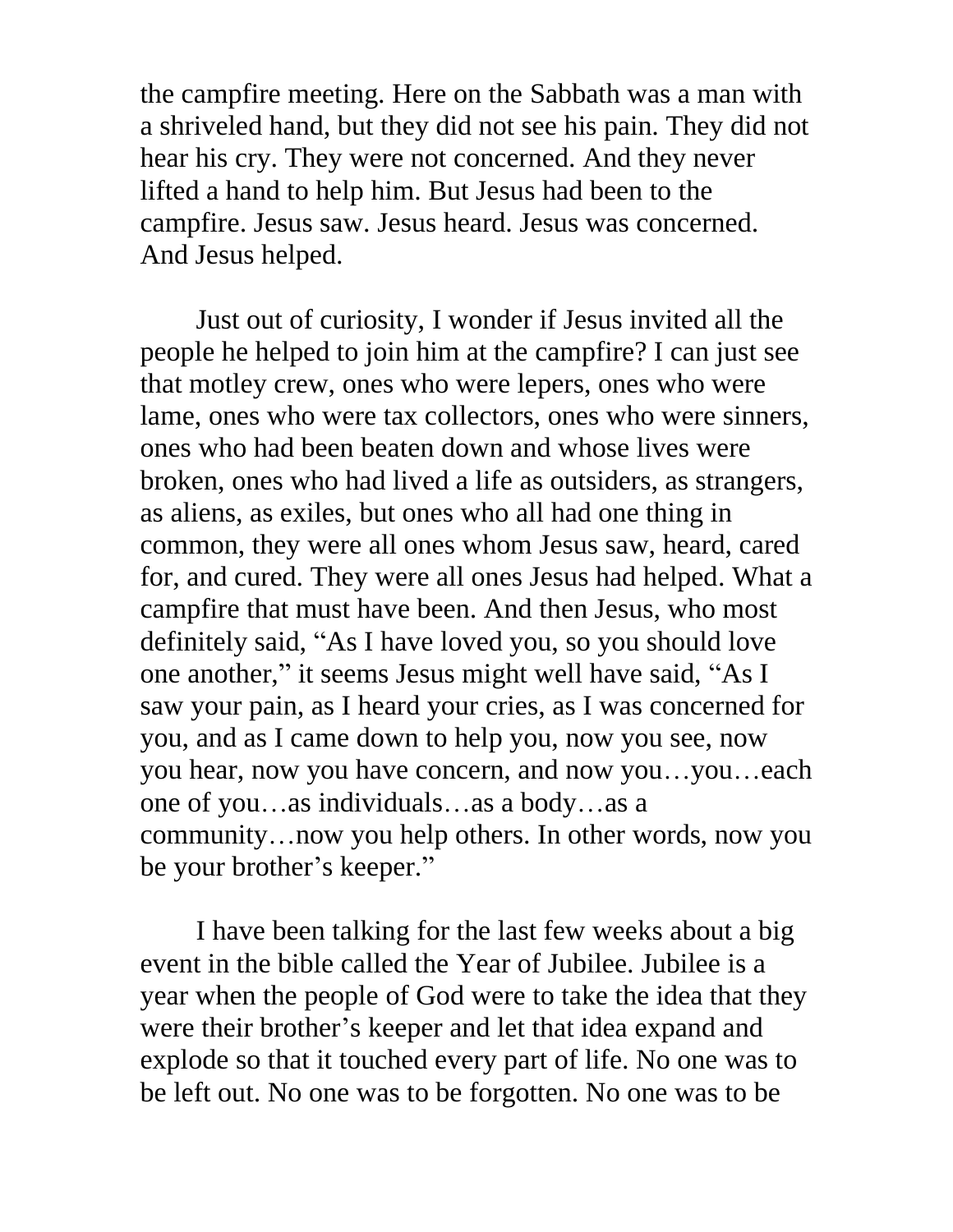the campfire meeting. Here on the Sabbath was a man with a shriveled hand, but they did not see his pain. They did not hear his cry. They were not concerned. And they never lifted a hand to help him. But Jesus had been to the campfire. Jesus saw. Jesus heard. Jesus was concerned. And Jesus helped.

Just out of curiosity, I wonder if Jesus invited all the people he helped to join him at the campfire? I can just see that motley crew, ones who were lepers, ones who were lame, ones who were tax collectors, ones who were sinners, ones who had been beaten down and whose lives were broken, ones who had lived a life as outsiders, as strangers, as aliens, as exiles, but ones who all had one thing in common, they were all ones whom Jesus saw, heard, cared for, and cured. They were all ones Jesus had helped. What a campfire that must have been. And then Jesus, who most definitely said, "As I have loved you, so you should love one another," it seems Jesus might well have said, "As I saw your pain, as I heard your cries, as I was concerned for you, and as I came down to help you, now you see, now you hear, now you have concern, and now you…you…each one of you…as individuals…as a body…as a community…now you help others. In other words, now you be your brother's keeper."

I have been talking for the last few weeks about a big event in the bible called the Year of Jubilee. Jubilee is a year when the people of God were to take the idea that they were their brother's keeper and let that idea expand and explode so that it touched every part of life. No one was to be left out. No one was to be forgotten. No one was to be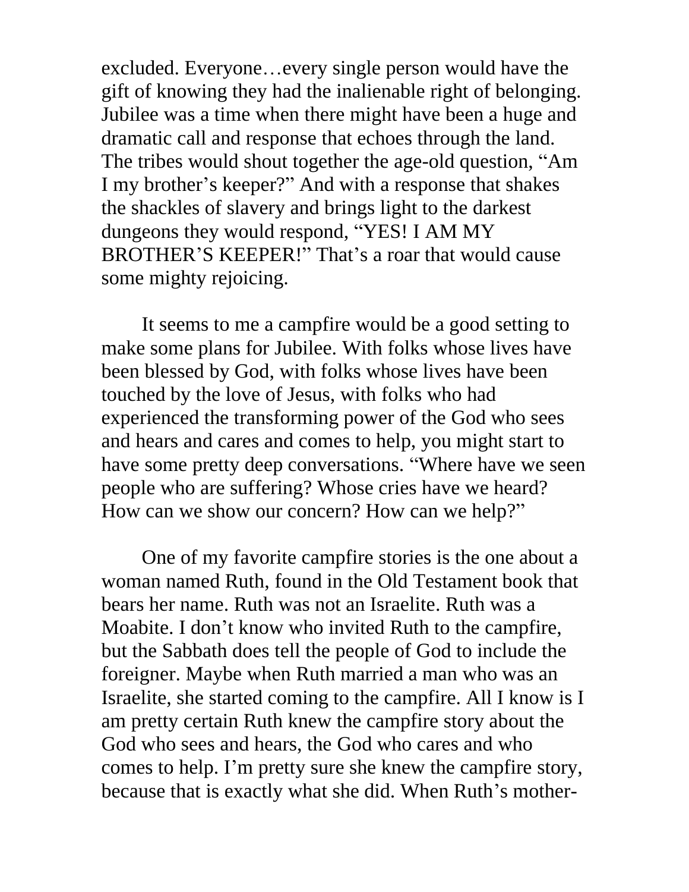excluded. Everyone…every single person would have the gift of knowing they had the inalienable right of belonging. Jubilee was a time when there might have been a huge and dramatic call and response that echoes through the land. The tribes would shout together the age-old question, "Am I my brother's keeper?" And with a response that shakes the shackles of slavery and brings light to the darkest dungeons they would respond, "YES! I AM MY BROTHER'S KEEPER!" That's a roar that would cause some mighty rejoicing.

It seems to me a campfire would be a good setting to make some plans for Jubilee. With folks whose lives have been blessed by God, with folks whose lives have been touched by the love of Jesus, with folks who had experienced the transforming power of the God who sees and hears and cares and comes to help, you might start to have some pretty deep conversations. "Where have we seen people who are suffering? Whose cries have we heard? How can we show our concern? How can we help?"

One of my favorite campfire stories is the one about a woman named Ruth, found in the Old Testament book that bears her name. Ruth was not an Israelite. Ruth was a Moabite. I don't know who invited Ruth to the campfire, but the Sabbath does tell the people of God to include the foreigner. Maybe when Ruth married a man who was an Israelite, she started coming to the campfire. All I know is I am pretty certain Ruth knew the campfire story about the God who sees and hears, the God who cares and who comes to help. I'm pretty sure she knew the campfire story, because that is exactly what she did. When Ruth's mother-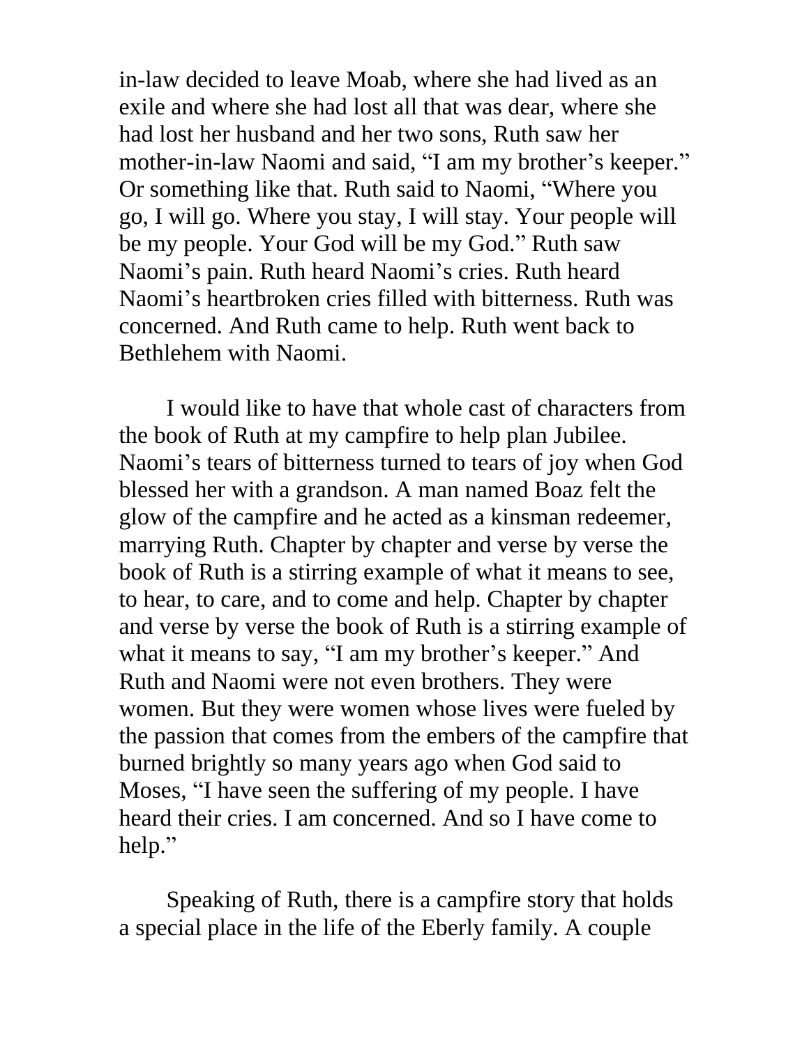in-law decided to leave Moab, where she had lived as an exile and where she had lost all that was dear, where she had lost her husband and her two sons, Ruth saw her mother-in-law Naomi and said, "I am my brother's keeper." Or something like that. Ruth said to Naomi, "Where you go, I will go. Where you stay, I will stay. Your people will be my people. Your God will be my God." Ruth saw Naomi's pain. Ruth heard Naomi's cries. Ruth heard Naomi's heartbroken cries filled with bitterness. Ruth was concerned. And Ruth came to help. Ruth went back to Bethlehem with Naomi.

I would like to have that whole cast of characters from the book of Ruth at my campfire to help plan Jubilee. Naomi's tears of bitterness turned to tears of joy when God blessed her with a grandson. A man named Boaz felt the glow of the campfire and he acted as a kinsman redeemer, marrying Ruth. Chapter by chapter and verse by verse the book of Ruth is a stirring example of what it means to see, to hear, to care, and to come and help. Chapter by chapter and verse by verse the book of Ruth is a stirring example of what it means to say, "I am my brother's keeper." And Ruth and Naomi were not even brothers. They were women. But they were women whose lives were fueled by the passion that comes from the embers of the campfire that burned brightly so many years ago when God said to Moses, "I have seen the suffering of my people. I have heard their cries. I am concerned. And so I have come to help."

Speaking of Ruth, there is a campfire story that holds a special place in the life of the Eberly family. A couple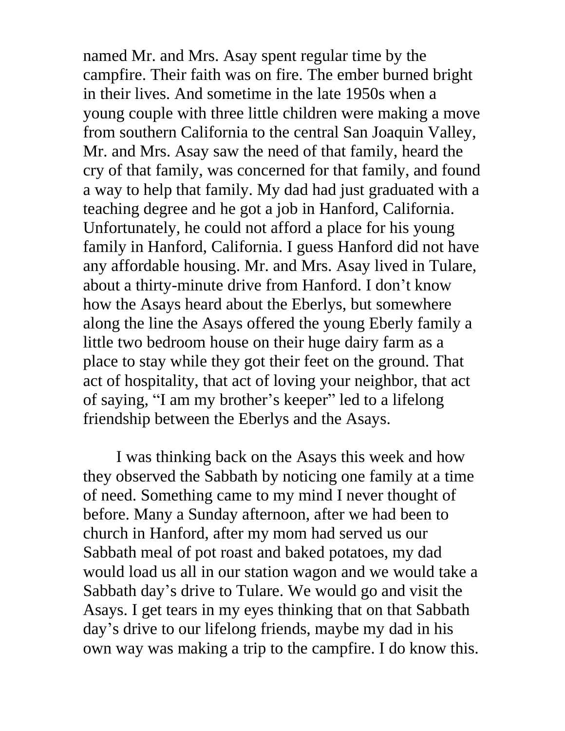named Mr. and Mrs. Asay spent regular time by the campfire. Their faith was on fire. The ember burned bright in their lives. And sometime in the late 1950s when a young couple with three little children were making a move from southern California to the central San Joaquin Valley, Mr. and Mrs. Asay saw the need of that family, heard the cry of that family, was concerned for that family, and found a way to help that family. My dad had just graduated with a teaching degree and he got a job in Hanford, California. Unfortunately, he could not afford a place for his young family in Hanford, California. I guess Hanford did not have any affordable housing. Mr. and Mrs. Asay lived in Tulare, about a thirty-minute drive from Hanford. I don't know how the Asays heard about the Eberlys, but somewhere along the line the Asays offered the young Eberly family a little two bedroom house on their huge dairy farm as a place to stay while they got their feet on the ground. That act of hospitality, that act of loving your neighbor, that act of saying, "I am my brother's keeper" led to a lifelong friendship between the Eberlys and the Asays.

I was thinking back on the Asays this week and how they observed the Sabbath by noticing one family at a time of need. Something came to my mind I never thought of before. Many a Sunday afternoon, after we had been to church in Hanford, after my mom had served us our Sabbath meal of pot roast and baked potatoes, my dad would load us all in our station wagon and we would take a Sabbath day's drive to Tulare. We would go and visit the Asays. I get tears in my eyes thinking that on that Sabbath day's drive to our lifelong friends, maybe my dad in his own way was making a trip to the campfire. I do know this.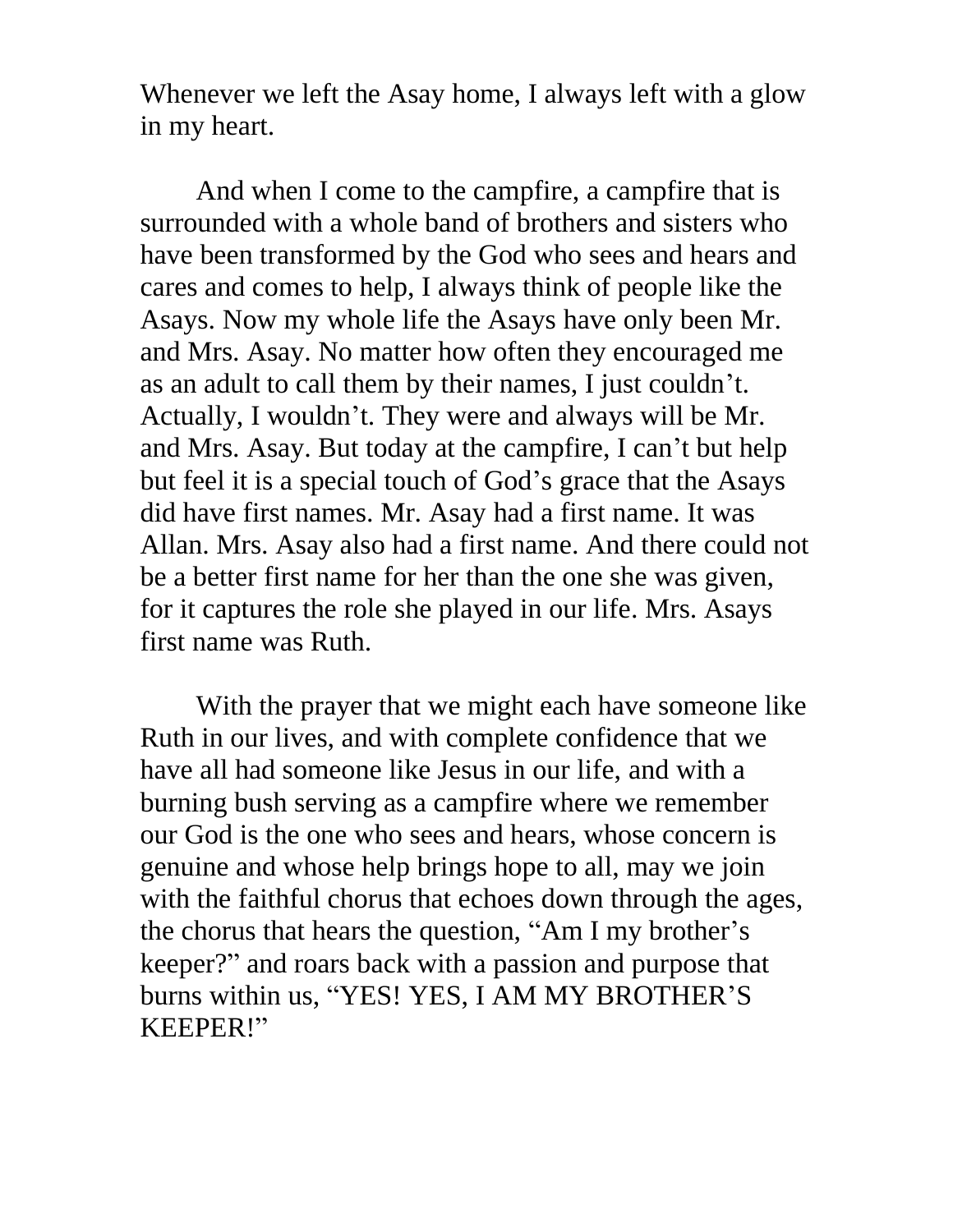Whenever we left the Asay home, I always left with a glow in my heart.

And when I come to the campfire, a campfire that is surrounded with a whole band of brothers and sisters who have been transformed by the God who sees and hears and cares and comes to help, I always think of people like the Asays. Now my whole life the Asays have only been Mr. and Mrs. Asay. No matter how often they encouraged me as an adult to call them by their names, I just couldn't. Actually, I wouldn't. They were and always will be Mr. and Mrs. Asay. But today at the campfire, I can't but help but feel it is a special touch of God's grace that the Asays did have first names. Mr. Asay had a first name. It was Allan. Mrs. Asay also had a first name. And there could not be a better first name for her than the one she was given, for it captures the role she played in our life. Mrs. Asays first name was Ruth.

With the prayer that we might each have someone like Ruth in our lives, and with complete confidence that we have all had someone like Jesus in our life, and with a burning bush serving as a campfire where we remember our God is the one who sees and hears, whose concern is genuine and whose help brings hope to all, may we join with the faithful chorus that echoes down through the ages, the chorus that hears the question, "Am I my brother's keeper?" and roars back with a passion and purpose that burns within us, "YES! YES, I AM MY BROTHER'S KEEPER!"